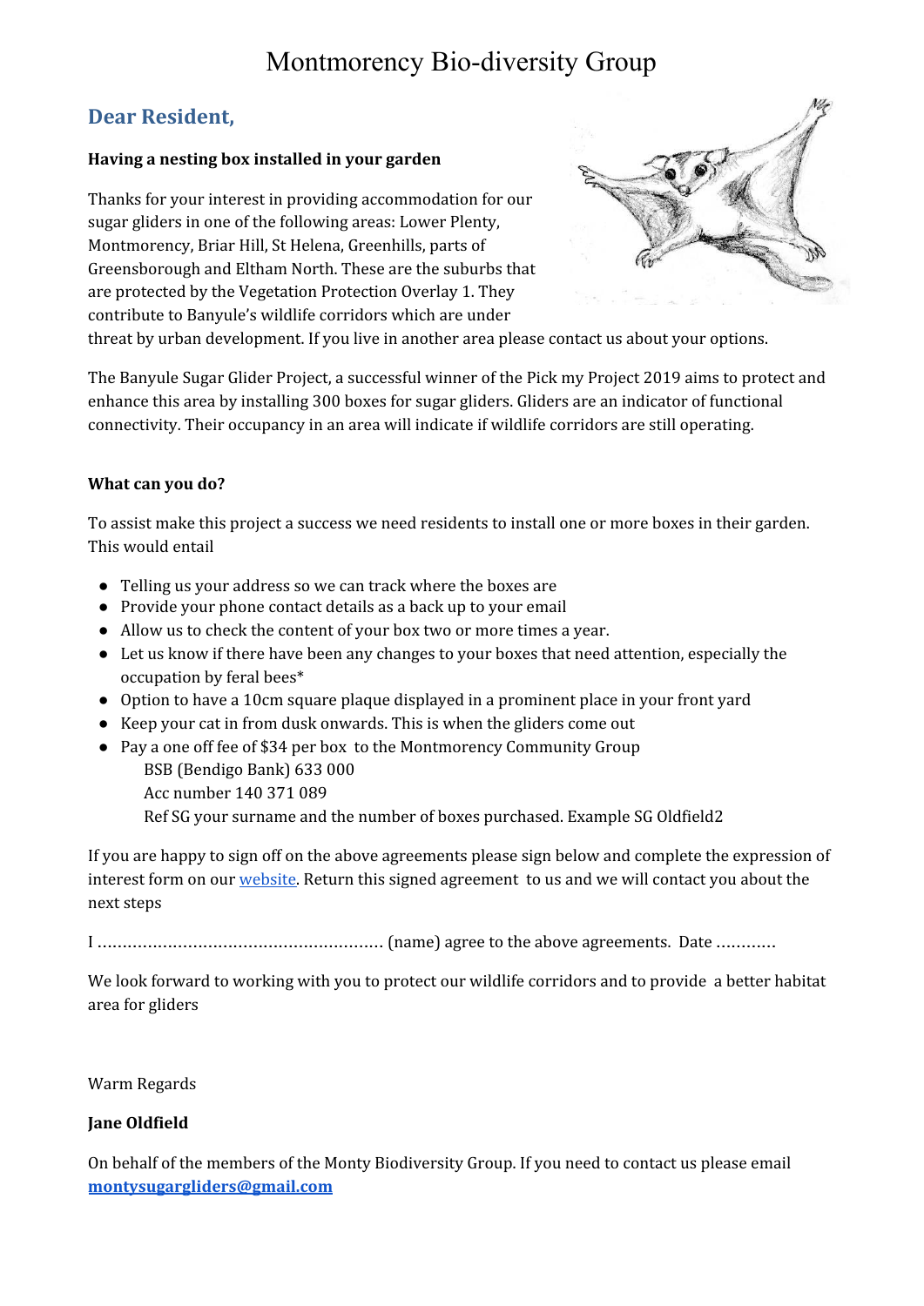# Montmorency Bio-diversity Group

## Dear Resident,

**Having a nesting box installed in your garden**

Thanks for your interest in providing accommodation for our sugar gliders in one of the following areas: Lower Plenty, Montmorency, Briar Hill, St Helena, Greenhills, parts of Greensborough and Eltham North. These are the suburbs that are protected by the Vegetation Protection Overlay 1. They contribute to Banyule's wildlife corridors which are under threat by urban development. If you live in another area please contact us about your options.

The Banyule Sugar Glider Project, a successful winner of the Pick my Project 2019 aims to protect and enhance this area by installing 300 boxes for sugar gliders. Gliders are an indicator of functional connectivity. Their occupancy in an area will indicate if wildlife corridors are still operating.

**What can you do?**

To assist make this project a success we need residents to install one or more boxes in their garden. This would entail

- Telling us your address so we can track where the boxes are
- Provide your phone contact details as a back up to your email
- Allow us to check the content of your box two or more times a year.
- Let us know if there have been any changes to your boxes that need attention, especially the occupation by feral bees*
- Option to have a 10cm square plaque displayed in a prominent place in your front yard
- Keep your cat in from dusk onwards. This is when the gliders come out
- Pay a one off fee of $34 per box to the Montmorency Community Group
  
  BSB (Bendigo Bank) 633 000
  
  Acc number 140 371 089
  
  Ref SG your surname and the number of boxes purchased. Example SG Oldfield2

If you are happy to sign off on the above agreements please sign below and complete the expression of interest form on our website. Return this signed agreement to us and we will contact you about the next steps

I ……………………………………………….. (name) agree to the above agreements. Date …………

We look forward to working with you to protect our wildlife corridors and to provide a better habitat area for gliders

Warm Regards

**Jane Oldfield**

On behalf of the members of the Monty Biodiversity Group. If you need to contact us please email **montysugargliders@gmail.com**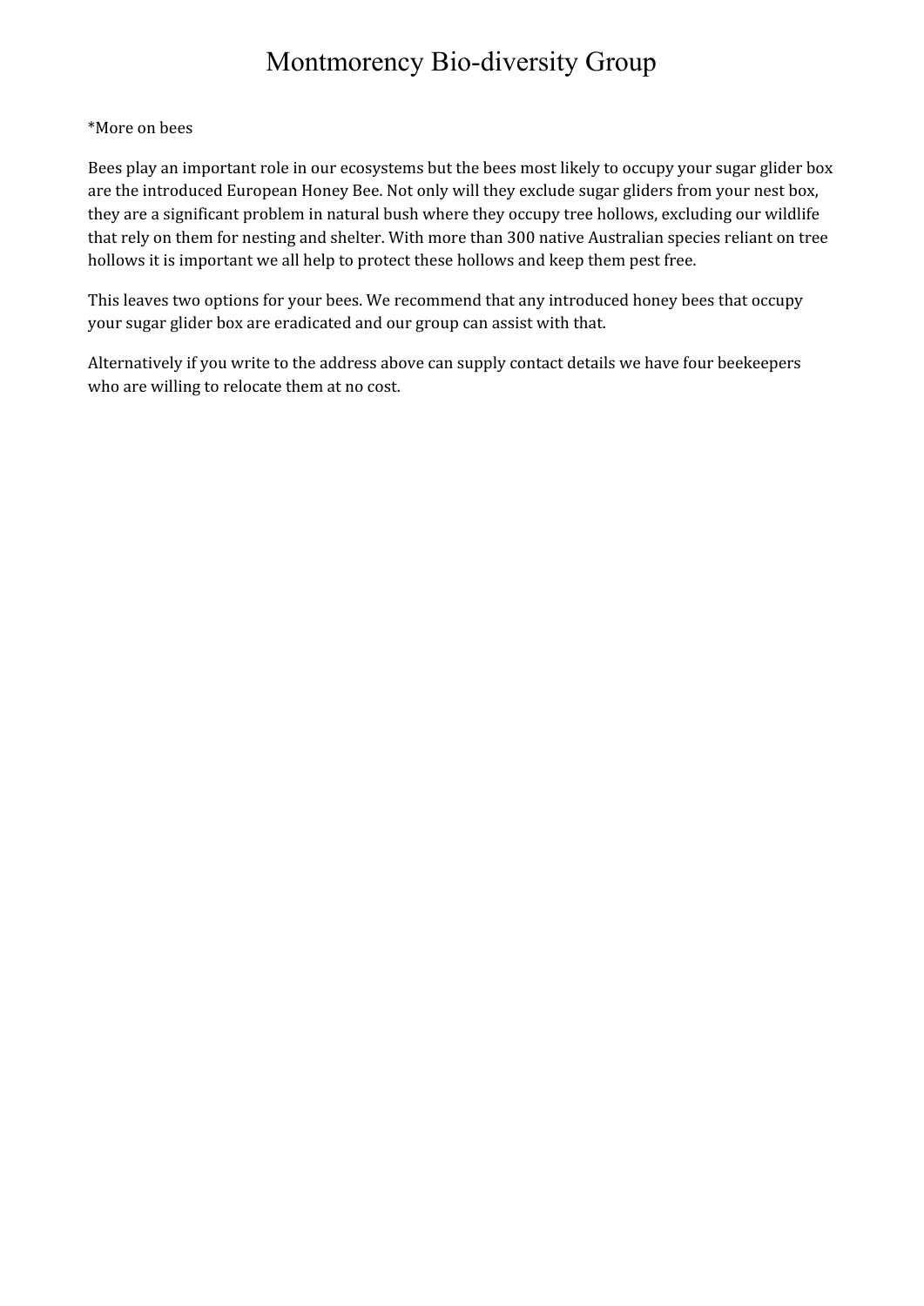*More on bees

Bees play an important role in our ecosystems but the bees most likely to occupy your sugar glider box are the introduced European Honey Bee. Not only will they exclude sugar gliders from your nest box, they are a significant problem in natural bush where they occupy tree hollows, excluding our wildlife that rely on them for nesting and shelter. With more than 300 native Australian species reliant on tree hollows it is important we all help to protect these hollows and keep them pest free.

This leaves two options for your bees. We recommend that any introduced honey bees that occupy your sugar glider box are eradicated and our group can assist with that.

Alternatively if you write to the address above can supply contact details we have four beekeepers who are willing to relocate them at no cost.